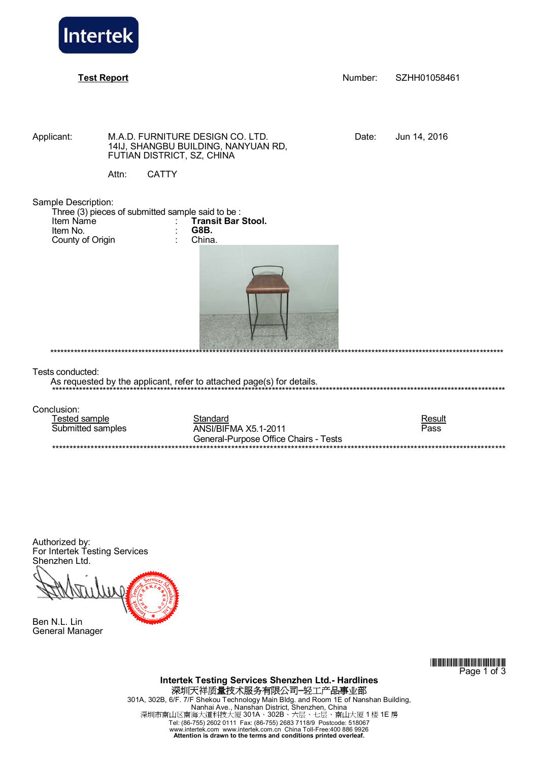**Test Report**

Number: SZHH01058461

Applicant: M.A.D. FURNITURE DESIGN CO. LTD.
14IJ, SHANGBU BUILDING, NANYUAN RD,
FUTIAN DISTRICT, SZ, CHINA

Date: Jun 14, 2016

Attn: CATTY

Sample Description:

Three (3) pieces of submitted sample said to be :

| | | |
|---|---|---|
| Item Name | : | **Transit Bar Stool.** |
| Item No. | : | **G8B.** |
| County of Origin | : | China. |

*************************************************************************************************************************

Tests conducted:

As requested by the applicant, refer to attached page(s) for details.

*************************************************************************************************************************

Conclusion:

| Tested sample | Standard | Result |
|---|---|---|
| Submitted samples | ANSI/BIFMA X5.1-2011<br>General-Purpose Office Chairs - Tests | Pass |

*************************************************************************************************************************

Authorized by:
For Intertek Testing Services
Shenzhen Ltd.

Ben N.L. Lin
General Manager

**Intertek Testing Services Shenzhen Ltd.- Hardlines**
深圳天祥质量技术服务有限公司–轻工产品事业部
301A, 302B, 6/F. 7/F Shekou Technology Main Bldg. and Room 1E of Nanshan Building,
Nanhai Ave., Nanshan District, Shenzhen, China
深圳市南山区南海大道科技大厦 301A、302B、六层、七层、南山大厦 1 楼 1E 房
Tel: (86-755) 2602 0111 Fax: (86-755) 2683 7118/9 Postcode: 518067
www.intertek.com www.intertek.com.cn China Toll-Free:400 886 9926
**Attention is drawn to the terms and conditions printed overleaf.**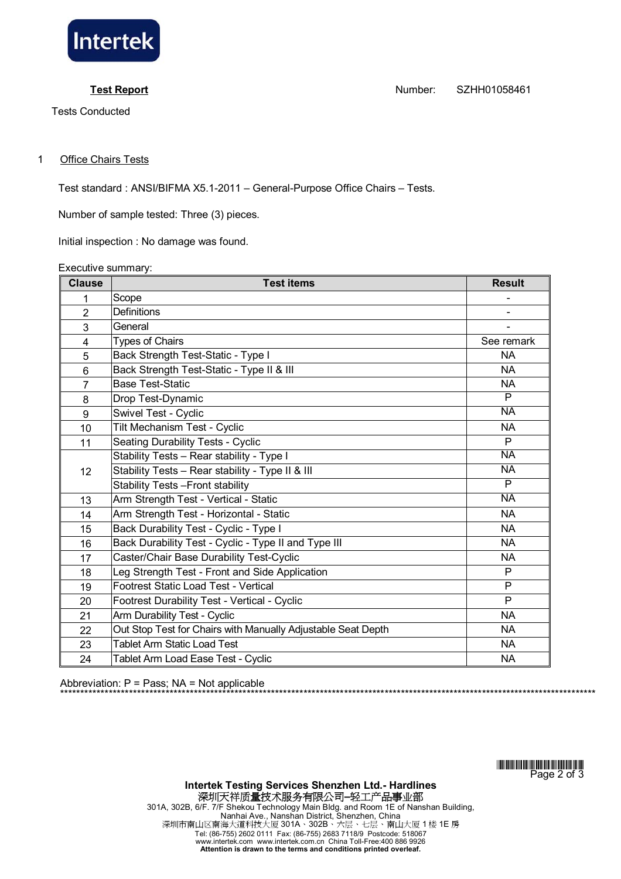**Test Report**

Number: SZHH01058461

Tests Conducted

## 1 Office Chairs Tests

Test standard : ANSI/BIFMA X5.1-2011 – General-Purpose Office Chairs – Tests.

Number of sample tested: Three (3) pieces.

Initial inspection : No damage was found.

Executive summary:

| Clause | Test items | Result |
|---|---|---|
| 1 | Scope | - |
| 2 | Definitions | - |
| 3 | General | - |
| 4 | Types of Chairs | See remark |
| 5 | Back Strength Test-Static - Type I | NA |
| 6 | Back Strength Test-Static - Type II & III | NA |
| 7 | Base Test-Static | NA |
| 8 | Drop Test-Dynamic | P |
| 9 | Swivel Test - Cyclic | NA |
| 10 | Tilt Mechanism Test - Cyclic | NA |
| 11 | Seating Durability Tests - Cyclic | P |
| 12 | Stability Tests – Rear stability - Type I | NA |
| | Stability Tests – Rear stability - Type II & III | NA |
| | Stability Tests –Front stability | P |
| 13 | Arm Strength Test - Vertical - Static | NA |
| 14 | Arm Strength Test - Horizontal - Static | NA |
| 15 | Back Durability Test - Cyclic - Type I | NA |
| 16 | Back Durability Test - Cyclic - Type II and Type III | NA |
| 17 | Caster/Chair Base Durability Test-Cyclic | NA |
| 18 | Leg Strength Test - Front and Side Application | P |
| 19 | Footrest Static Load Test - Vertical | P |
| 20 | Footrest Durability Test - Vertical - Cyclic | P |
| 21 | Arm Durability Test - Cyclic | NA |
| 22 | Out Stop Test for Chairs with Manually Adjustable Seat Depth | NA |
| 23 | Tablet Arm Static Load Test | NA |
| 24 | Tablet Arm Load Ease Test - Cyclic | NA |

Abbreviation: P = Pass; NA = Not applicable

**Intertek Testing Services Shenzhen Ltd.- Hardlines**
深圳天祥质量技术服务有限公司–轻工产品事业部
301A, 302B, 6/F. 7/F Shekou Technology Main Bldg. and Room 1E of Nanshan Building,
Nanhai Ave., Nanshan District, Shenzhen, China
深圳市南山区南海大道科技大厦 301A、302B、六层、七层、南山大厦 1 楼 1E 房
Tel: (86-755) 2602 0111 Fax: (86-755) 2683 7118/9 Postcode: 518067
www.intertek.com www.intertek.com.cn China Toll-Free:400 886 9926
**Attention is drawn to the terms and conditions printed overleaf.**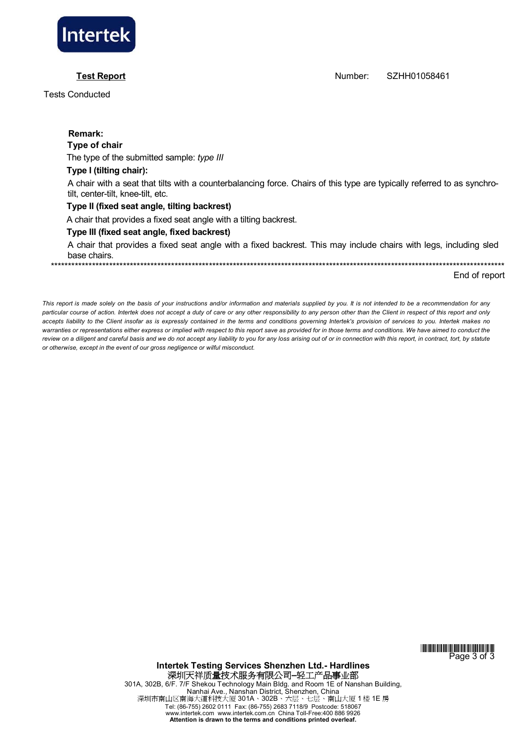**Test Report** Number: SZHH01058461

Tests Conducted

**Remark:**

**Type of chair**

The type of the submitted sample: *type III*

**Type I (tilting chair):**

A chair with a seat that tilts with a counterbalancing force. Chairs of this type are typically referred to as synchro-tilt, center-tilt, knee-tilt, etc.

**Type II (fixed seat angle, tilting backrest)**

A chair that provides a fixed seat angle with a tilting backrest.

**Type III (fixed seat angle, fixed backrest)**

A chair that provides a fixed seat angle with a fixed backrest. This may include chairs with legs, including sled base chairs.

***************************************************************************************************************************

End of report

*This report is made solely on the basis of your instructions and/or information and materials supplied by you. It is not intended to be a recommendation for any particular course of action. Intertek does not accept a duty of care or any other responsibility to any person other than the Client in respect of this report and only accepts liability to the Client insofar as is expressly contained in the terms and conditions governing Intertek's provision of services to you. Intertek makes no warranties or representations either express or implied with respect to this report save as provided for in those terms and conditions. We have aimed to conduct the review on a diligent and careful basis and we do not accept any liability to you for any loss arising out of or in connection with this report, in contract, tort, by statute or otherwise, except in the event of our gross negligence or wilful misconduct.*

**Intertek Testing Services Shenzhen Ltd.- Hardlines**
深圳天祥质量技术服务有限公司–轻工产品事业部
301A, 302B, 6/F. 7/F Shekou Technology Main Bldg. and Room 1E of Nanshan Building, Nanhai Ave., Nanshan District, Shenzhen, China
深圳市南山区南海大道科技大厦 301A、302B、六层、七层、南山大厦 1 楼 1E 房
Tel: (86-755) 2602 0111 Fax: (86-755) 2683 7118/9 Postcode: 518067
www.intertek.com www.intertek.com.cn China Toll-Free:400 886 9926
**Attention is drawn to the terms and conditions printed overleaf.**